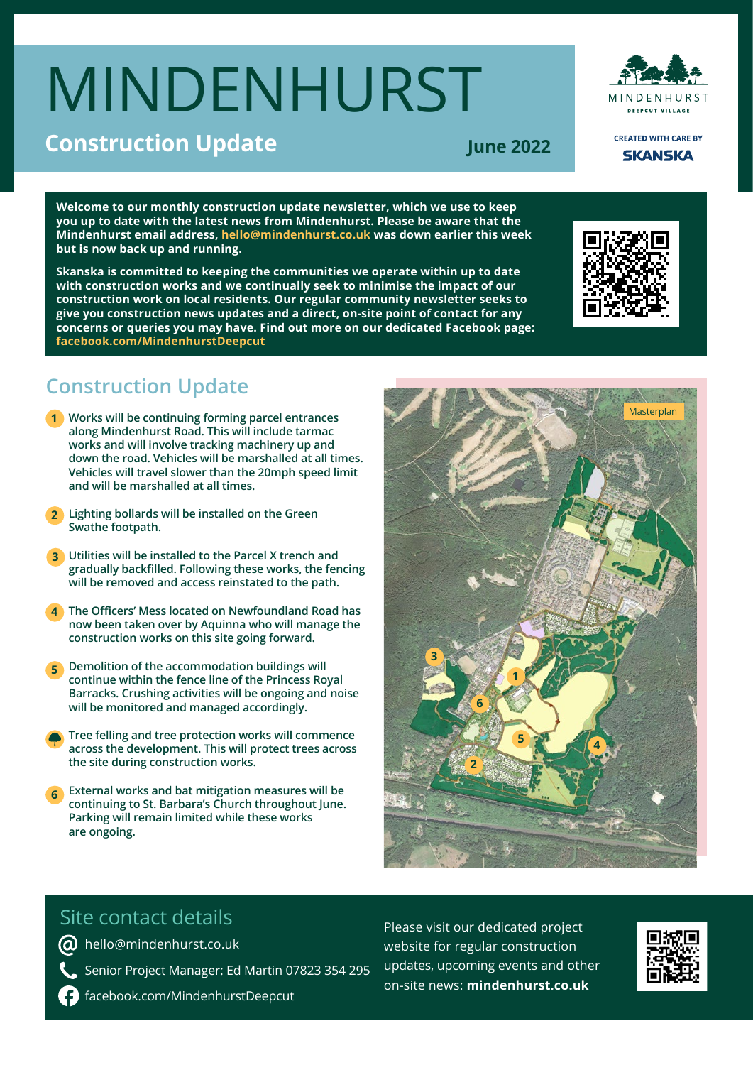# MINDENHURST

## Construction Update

**June 2022**

MINDENHURST
DEEPCUT VILLAGE

CREATED WITH CARE BY
SKANSKA

**Welcome to our monthly construction update newsletter, which we use to keep you up to date with the latest news from Mindenhurst. Please be aware that the Mindenhurst email address, hello@mindenhurst.co.uk was down earlier this week but is now back up and running.**

**Skanska is committed to keeping the communities we operate within up to date with construction works and we continually seek to minimise the impact of our construction work on local residents. Our regular community newsletter seeks to give you construction news updates and a direct, on-site point of contact for any concerns or queries you may have. Find out more on our dedicated Facebook page: facebook.com/MindenhurstDeepcut**

## Construction Update

1. Works will be continuing forming parcel entrances along Mindenhurst Road. This will include tarmac works and will involve tracking machinery up and down the road. Vehicles will be marshalled at all times. Vehicles will travel slower than the 20mph speed limit and will be marshalled at all times.
2. Lighting bollards will be installed on the Green Swathe footpath.
3. Utilities will be installed to the Parcel X trench and gradually backfilled. Following these works, the fencing will be removed and access reinstated to the path.
4. The Officers' Mess located on Newfoundland Road has now been taken over by Aquinna who will manage the construction works on this site going forward.
5. Demolition of the accommodation buildings will continue within the fence line of the Princess Royal Barracks. Crushing activities will be ongoing and noise will be monitored and managed accordingly.

- Tree felling and tree protection works will commence across the development. This will protect trees across the site during construction works.

6. External works and bat mitigation measures will be continuing to St. Barbara's Church throughout June. Parking will remain limited while these works are ongoing.

Masterplan

## Site contact details

- hello@mindenhurst.co.uk
- Senior Project Manager: Ed Martin 07823 354 295
- facebook.com/MindenhurstDeepcut

Please visit our dedicated project website for regular construction updates, upcoming events and other on-site news: **mindenhurst.co.uk**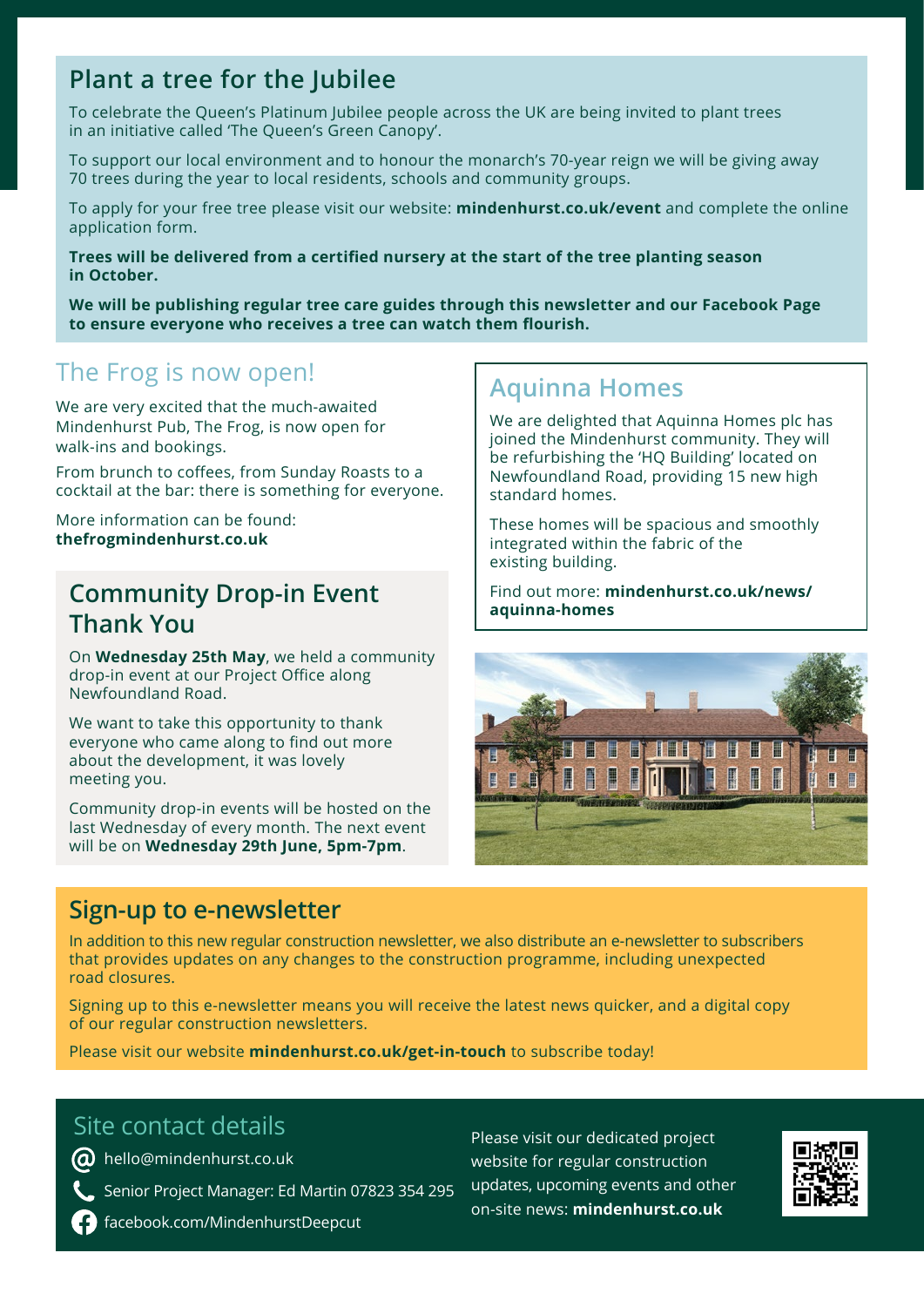## Plant a tree for the Jubilee

To celebrate the Queen's Platinum Jubilee people across the UK are being invited to plant trees in an initiative called 'The Queen's Green Canopy'.

To support our local environment and to honour the monarch's 70-year reign we will be giving away 70 trees during the year to local residents, schools and community groups.

To apply for your free tree please visit our website: **mindenhurst.co.uk/event** and complete the online application form.

**Trees will be delivered from a certified nursery at the start of the tree planting season in October.**

**We will be publishing regular tree care guides through this newsletter and our Facebook Page to ensure everyone who receives a tree can watch them flourish.**

## The Frog is now open!

We are very excited that the much-awaited Mindenhurst Pub, The Frog, is now open for walk-ins and bookings.

From brunch to coffees, from Sunday Roasts to a cocktail at the bar: there is something for everyone.

More information can be found: **thefrogmindenhurst.co.uk**

## Community Drop-in Event Thank You

On **Wednesday 25th May**, we held a community drop-in event at our Project Office along Newfoundland Road.

We want to take this opportunity to thank everyone who came along to find out more about the development, it was lovely meeting you.

Community drop-in events will be hosted on the last Wednesday of every month. The next event will be on **Wednesday 29th June, 5pm-7pm**.

## Aquinna Homes

We are delighted that Aquinna Homes plc has joined the Mindenhurst community. They will be refurbishing the 'HQ Building' located on Newfoundland Road, providing 15 new high standard homes.

These homes will be spacious and smoothly integrated within the fabric of the existing building.

Find out more: **mindenhurst.co.uk/news/aquinna-homes**

## Sign-up to e-newsletter

In addition to this new regular construction newsletter, we also distribute an e-newsletter to subscribers that provides updates on any changes to the construction programme, including unexpected road closures.

Signing up to this e-newsletter means you will receive the latest news quicker, and a digital copy of our regular construction newsletters.

Please visit our website **mindenhurst.co.uk/get-in-touch** to subscribe today!

## Site contact details

- hello@mindenhurst.co.uk
- Senior Project Manager: Ed Martin 07823 354 295
- facebook.com/MindenhurstDeepcut

Please visit our dedicated project website for regular construction updates, upcoming events and other on-site news: **mindenhurst.co.uk**